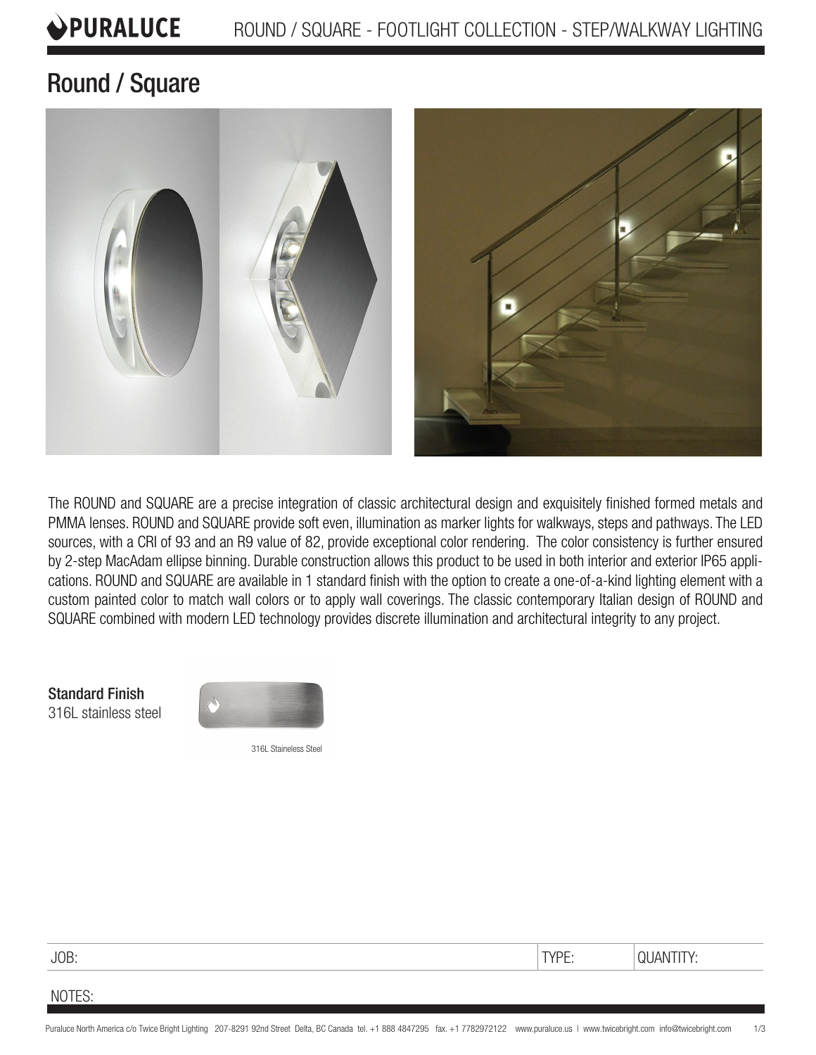# Round / Square

The ROUND and SQUARE are a precise integration of classic architectural design and exquisitely finished formed metals and PMMA lenses. ROUND and SQUARE provide soft even, illumination as marker lights for walkways, steps and pathways. The LED sources, with a CRI of 93 and an R9 value of 82, provide exceptional color rendering. The color consistency is further ensured by 2-step MacAdam ellipse binning. Durable construction allows this product to be used in both interior and exterior IP65 applications. ROUND and SQUARE are available in 1 standard finish with the option to create a one-of-a-kind lighting element with a custom painted color to match wall colors or to apply wall coverings. The classic contemporary Italian design of ROUND and SQUARE combined with modern LED technology provides discrete illumination and architectural integrity to any project.

**Standard Finish**
316L stainless steel

316L Staineless Steel

| JOB: | TYPE: | QUANTITY: |
|---|---|---|

NOTES: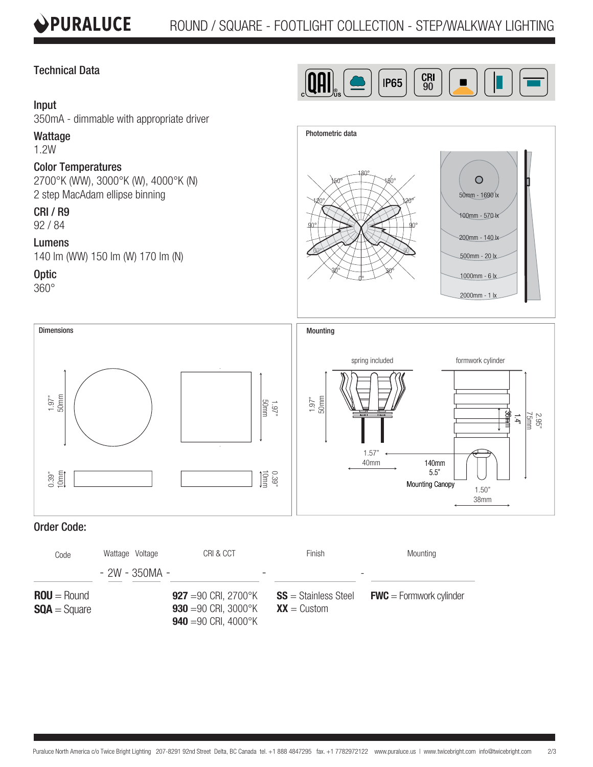# ROUND / SQUARE - FOOTLIGHT COLLECTION - STEP/WALKWAY LIGHTING

## Technical Data

### Input
350mA - dimmable with appropriate driver

### Wattage
1.2W

### Color Temperatures
2700°K (WW), 3000°K (W), 4000°K (N)
2 step MacAdam ellipse binning

### CRI / R9
92 / 84

### Lumens
140 lm (WW) 150 lm (W) 170 lm (N)

### Optic
360°

IP65 | CRI 90

### Photometric data

50mm - 1690 lx
100mm - 570 lx
200mm - 140 lx
500mm - 20 lx
1000mm - 6 lx
2000mm - 1 lx

### Dimensions

1.97" / 50mm (diameter / width)
0.39" / 10mm (height)

### Mounting

spring included — 1.97" / 50mm; 1.57" / 40mm

formwork cylinder — 2.95" / 75mm; 1.4" / 36mm; 1.50" / 38mm

Mounting Canopy — 140mm / 5.5"

## Order Code:

| Code | Wattage Voltage | CRI & CCT | Finish | Mounting |
|---|---|---|---|---|
| | - 2W - 350MA - | - | - | |
| **ROU** = Round | | **927** =90 CRI, 2700°K | **SS** = Stainless Steel | **FWC** = Formwork cylinder |
| **SQA** = Square | | **930** =90 CRI, 3000°K | **XX** = Custom | |
| | | **940** =90 CRI, 4000°K | | |

Puraluce North America c/o Twice Bright Lighting 207-8291 92nd Street Delta, BC Canada tel. +1 888 4847295 fax. +1 7782972122 www.puraluce.us | www.twicebright.com info@twicebright.com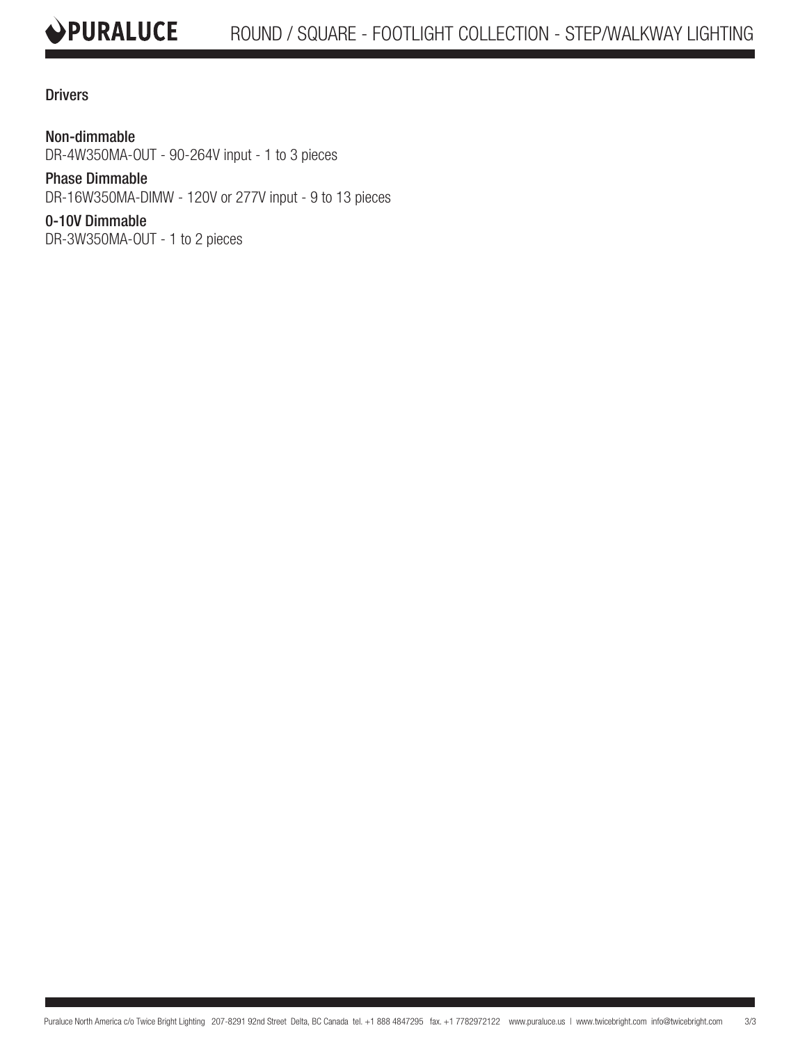## Drivers

### Non-dimmable
DR-4W350MA-OUT - 90-264V input - 1 to 3 pieces

### Phase Dimmable
DR-16W350MA-DIMW - 120V or 277V input - 9 to 13 pieces

### 0-10V Dimmable
DR-3W350MA-OUT - 1 to 2 pieces